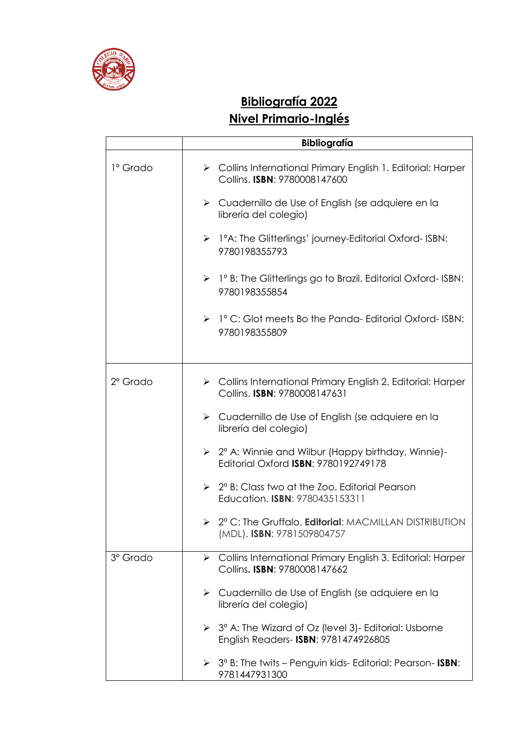## Bibliografía 2022
## Nivel Primario-Inglés

| | Bibliografía |
|---|---|
| 1° Grado | ➢ Collins International Primary English 1. Editorial: Harper Collins. **ISBN**: 9780008147600<br><br>➢ Cuadernillo de Use of English (se adquiere en la librería del colegio)<br><br>➢ 1°A: The Glitterlings' journey-Editorial Oxford- ISBN: 9780198355793<br><br>➢ 1° B: The Glitterlings go to Brazil. Editorial Oxford- ISBN: 9780198355854<br><br>➢ 1° C: Glot meets Bo the Panda- Editorial Oxford- ISBN: 9780198355809 |
| 2° Grado | ➢ Collins International Primary English 2. Editorial: Harper Collins. **ISBN**: 9780008147631<br><br>➢ Cuadernillo de Use of English (se adquiere en la librería del colegio)<br><br>➢ 2° A: Winnie and Wilbur (Happy birthday, Winnie)- Editorial Oxford **ISBN**: 9780192749178<br><br>➢ 2° B: Class two at the Zoo. Editorial Pearson Education. **ISBN**: 9780435153311<br><br>➢ 2° C: The Gruffalo. **Editorial**: MACMILLAN DISTRIBUTION (MDL). **ISBN**: 9781509804757 |
| 3° Grado | ➢ Collins International Primary English 3. Editorial: Harper Collins**.** **ISBN**: 9780008147662<br><br>➢ Cuadernillo de Use of English (se adquiere en la librería del colegio)<br><br>➢ 3° A: The Wizard of Oz (level 3)- Editorial: Usborne English Readers- **ISBN**: 9781474926805<br><br>➢ 3° B: The twits – Penguin kids- Editorial: Pearson- **ISBN**: 9781447931300 |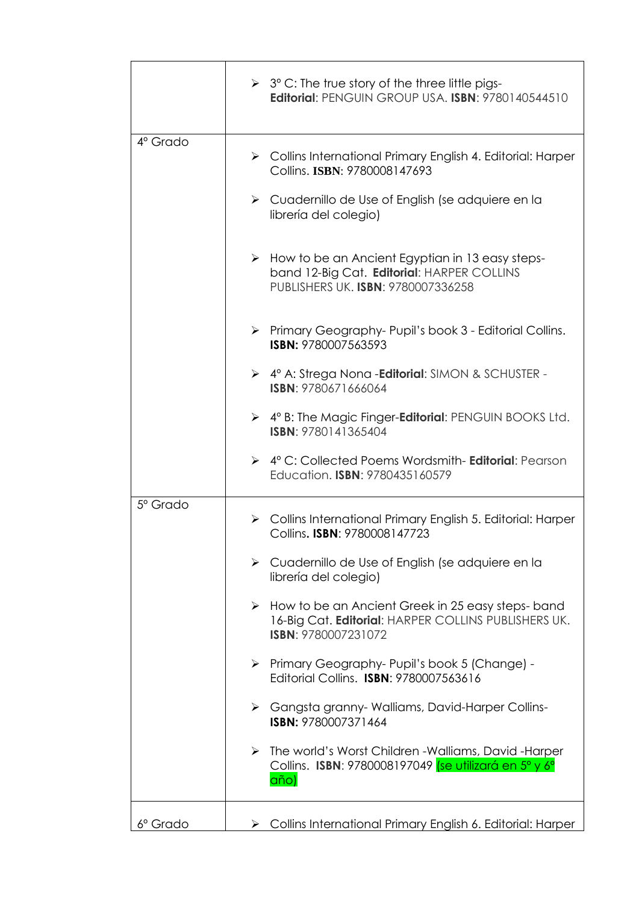| | |
|---|---|
| | ➢ 3° C: The true story of the three little pigs- **Editorial**: PENGUIN GROUP USA. **ISBN**: 9780140544510 |
| 4° Grado | ➢ Collins International Primary English 4. Editorial: Harper Collins. **ISBN**: 9780008147693<br>➢ Cuadernillo de Use of English (se adquiere en la librería del colegio)<br>➢ How to be an Ancient Egyptian in 13 easy steps- band 12-Big Cat. **Editorial**: HARPER COLLINS PUBLISHERS UK. **ISBN**: 9780007336258<br>➢ Primary Geography- Pupil's book 3 - Editorial Collins. **ISBN:** 9780007563593<br>➢ 4° A: Strega Nona -**Editorial**: SIMON & SCHUSTER - **ISBN**: 9780671666064<br>➢ 4° B: The Magic Finger-**Editorial**: PENGUIN BOOKS Ltd. **ISBN**: 9780141365404<br>➢ 4° C: Collected Poems Wordsmith- **Editorial**: Pearson Education. **ISBN**: 9780435160579 |
| 5° Grado | ➢ Collins International Primary English 5. Editorial: Harper Collins**. ISBN**: 9780008147723<br>➢ Cuadernillo de Use of English (se adquiere en la librería del colegio)<br>➢ How to be an Ancient Greek in 25 easy steps- band 16-Big Cat. **Editorial**: HARPER COLLINS PUBLISHERS UK. **ISBN**: 9780007231072<br>➢ Primary Geography- Pupil's book 5 (Change) - Editorial Collins. **ISBN**: 9780007563616<br>➢ Gangsta granny- Walliams, David-Harper Collins- **ISBN:** 9780007371464<br>➢ The world's Worst Children -Walliams, David -Harper Collins. **ISBN**: 9780008197049 (se utilizará en 5° y 6° año) |
| 6° Grado | ➢ Collins International Primary English 6. Editorial: Harper |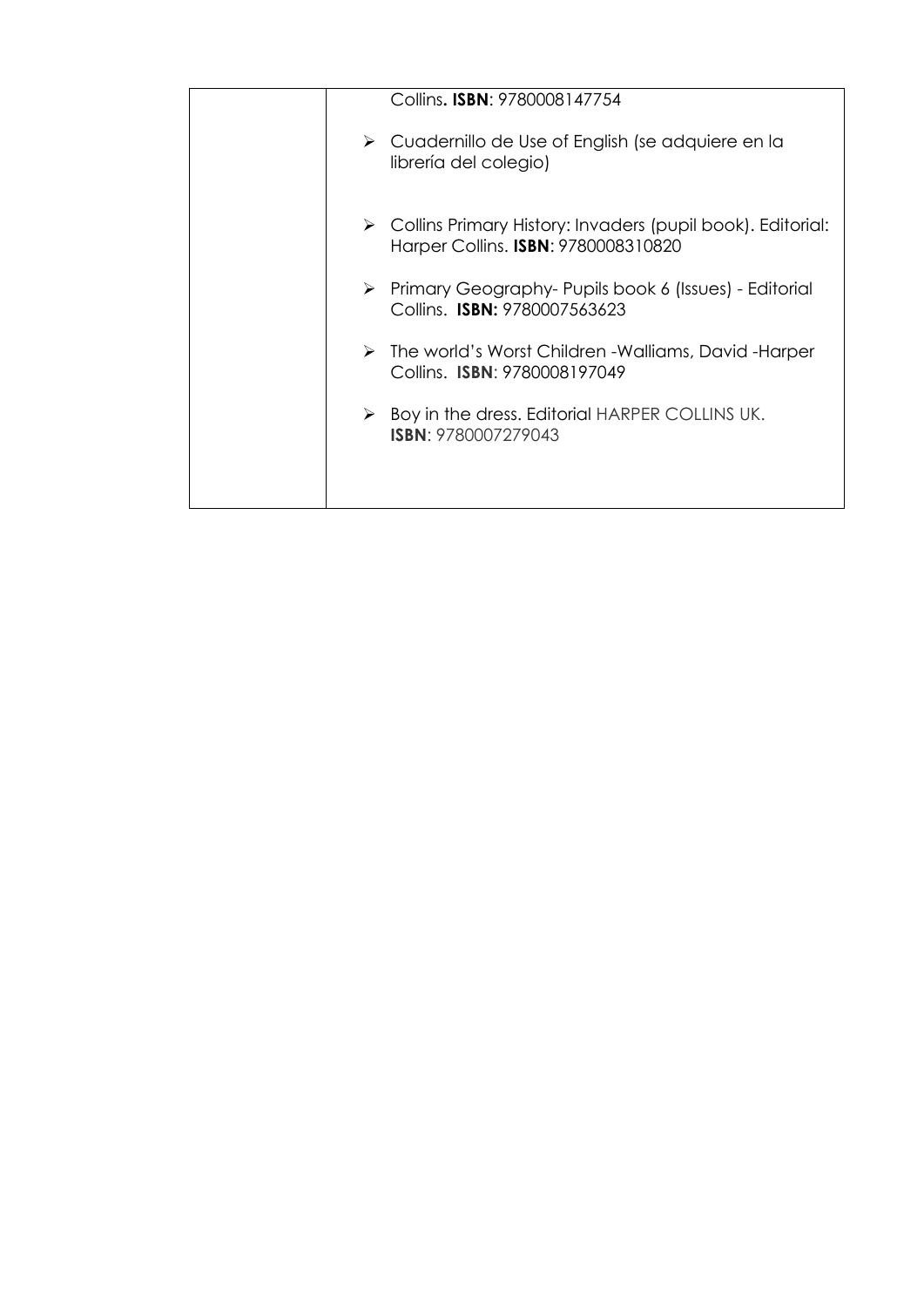| | |
|---|---|
| | Collins. **ISBN**: 9780008147754<br><br>➢ Cuadernillo de Use of English (se adquiere en la librería del colegio)<br><br>➢ Collins Primary History: Invaders (pupil book). Editorial: Harper Collins. **ISBN**: 9780008310820<br><br>➢ Primary Geography- Pupils book 6 (Issues) - Editorial Collins. **ISBN:** 9780007563623<br><br>➢ The world's Worst Children -Walliams, David -Harper Collins. **ISBN**: 9780008197049<br><br>➢ Boy in the dress. Editorial HARPER COLLINS UK. **ISBN**: 9780007279043 |